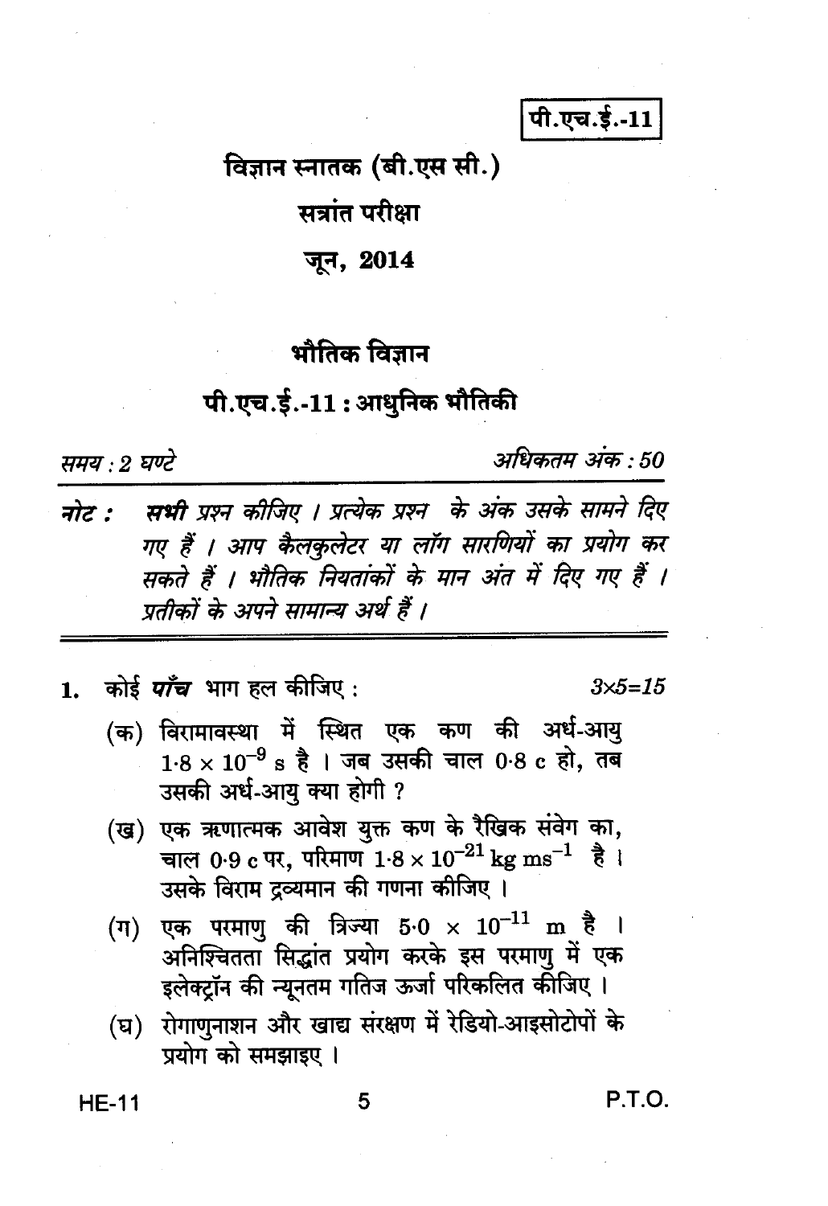पी.एच.ई.-11

# विज्ञान स्नातक (बी.एस सी.)

## सत्रांत परीक्षा

## जून, 2014

# भौतिक विज्ञान

## पी.एच.ई.-11 : आधुनिक भौतिकी

*समय : 2 घण्टे* *अधिकतम अंक : 50*

**नोट :** ***सभी*** *प्रश्न कीजिए । प्रत्येक प्रश्न के अंक उसके सामने दिए गए हैं । आप कैलकुलेटर या लॉग सारणियों का प्रयोग कर सकते हैं । भौतिक नियतांकों के मान अंत में दिए गए हैं । प्रतीकों के अपने सामान्य अर्थ हैं ।*

1. कोई ***पाँच*** भाग हल कीजिए : $3 \times 5 = 15$

   (क) विरामावस्था में स्थित एक कण की अर्ध-आयु $1{\cdot}8 \times 10^{-9}$ s है । जब उसकी चाल $0{\cdot}8$ c हो, तब उसकी अर्ध-आयु क्या होगी ?

   (ख) एक ऋणात्मक आवेश युक्त कण के रैखिक संवेग का, चाल $0{\cdot}9$ c पर, परिमाण $1{\cdot}8 \times 10^{-21}$ kg ms$^{-1}$ है । उसके विराम द्रव्यमान की गणना कीजिए ।

   (ग) एक परमाणु की त्रिज्या $5{\cdot}0 \times 10^{-11}$ m है । अनिश्चितता सिद्धांत प्रयोग करके इस परमाणु में एक इलेक्ट्रॉन की न्यूनतम गतिज ऊर्जा परिकलित कीजिए ।

   (घ) रोगाणुनाशन और खाद्य संरक्षण में रेडियो-आइसोटोपों के प्रयोग को समझाइए ।

P.T.O.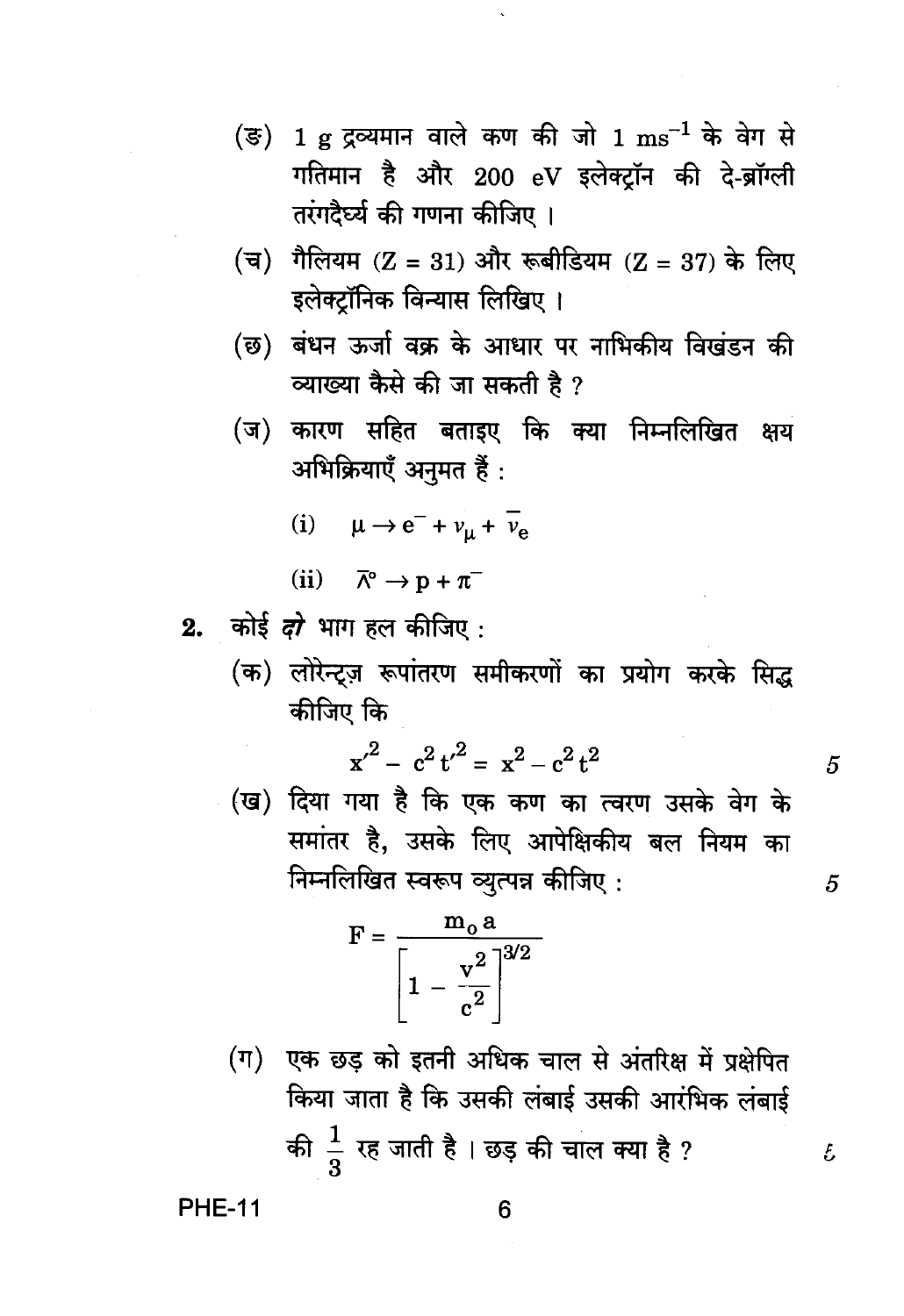(ङ) 1 g द्रव्यमान वाले कण की जो $1 \text{ ms}^{-1}$ के वेग से गतिमान है और 200 eV इलेक्ट्रॉन की दे-ब्रॉग्ली तरंगदैर्घ्य की गणना कीजिए ।

(च) गैलियम (Z = 31) और रूबीडियम (Z = 37) के लिए इलेक्ट्रॉनिक विन्यास लिखिए ।

(छ) बंधन ऊर्जा वक्र के आधार पर नाभिकीय विखंडन की व्याख्या कैसे की जा सकती है ?

(ज) कारण सहित बताइए कि क्या निम्नलिखित क्षय अभिक्रियाएँ अनुमत हैं :

(i) $\mu \rightarrow e^{-} + \nu_{\mu} + \bar{\nu}_{e}$

(ii) $\bar{\Lambda}^{\circ} \rightarrow p + \pi^{-}$

**2.** कोई ***दो*** भाग हल कीजिए :

(क) लोरेन्ट्ज़ रूपांतरण समीकरणों का प्रयोग करके सिद्ध कीजिए कि 5

$$x'^2 - c^2 t'^2 = x^2 - c^2 t^2$$

(ख) दिया गया है कि एक कण का त्वरण उसके वेग के समांतर है, उसके लिए आपेक्षिकीय बल नियम का निम्नलिखित स्वरूप व्युत्पन्न कीजिए : 5

$$F = \frac{m_0 a}{\left[1 - \frac{v^2}{c^2}\right]^{3/2}}$$

(ग) एक छड़ को इतनी अधिक चाल से अंतरिक्ष में प्रक्षेपित किया जाता है कि उसकी लंबाई उसकी आरंभिक लंबाई की $\frac{1}{3}$ रह जाती है । छड़ की चाल क्या है ? 5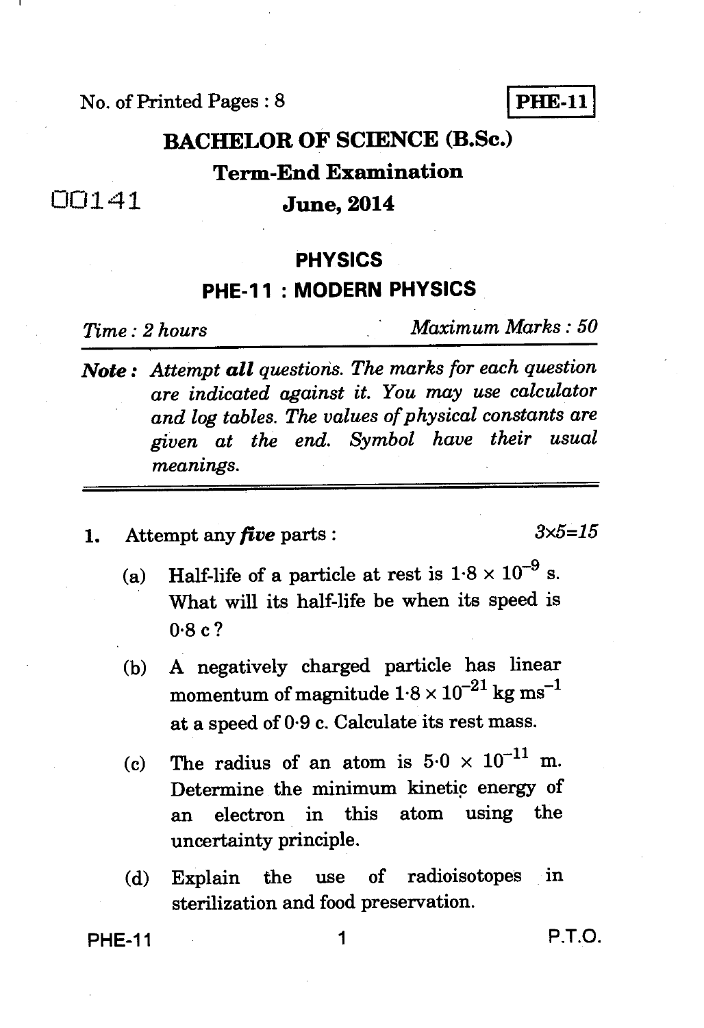No. of Printed Pages : 8 **PHE-11**

# BACHELOR OF SCIENCE (B.Sc.)

## Term-End Examination

00141 **June, 2014**

## PHYSICS

## PHE-11 : MODERN PHYSICS

*Time : 2 hours* *Maximum Marks : 50*

***Note :*** *Attempt **all** questions. The marks for each question are indicated against it. You may use calculator and log tables. The values of physical constants are given at the end. Symbol have their usual meanings.*

---

1. Attempt any ***five*** parts : *3×5=15*

   (a) Half-life of a particle at rest is $1 \cdot 8 \times 10^{-9}$ s. What will its half-life be when its speed is $0 \cdot 8$ c ?

   (b) A negatively charged particle has linear momentum of magnitude $1 \cdot 8 \times 10^{-21}$ kg ms$^{-1}$ at a speed of $0 \cdot 9$ c. Calculate its rest mass.

   (c) The radius of an atom is $5 \cdot 0 \times 10^{-11}$ m. Determine the minimum kinetic energy of an electron in this atom using the uncertainty principle.

   (d) Explain the use of radioisotopes in sterilization and food preservation.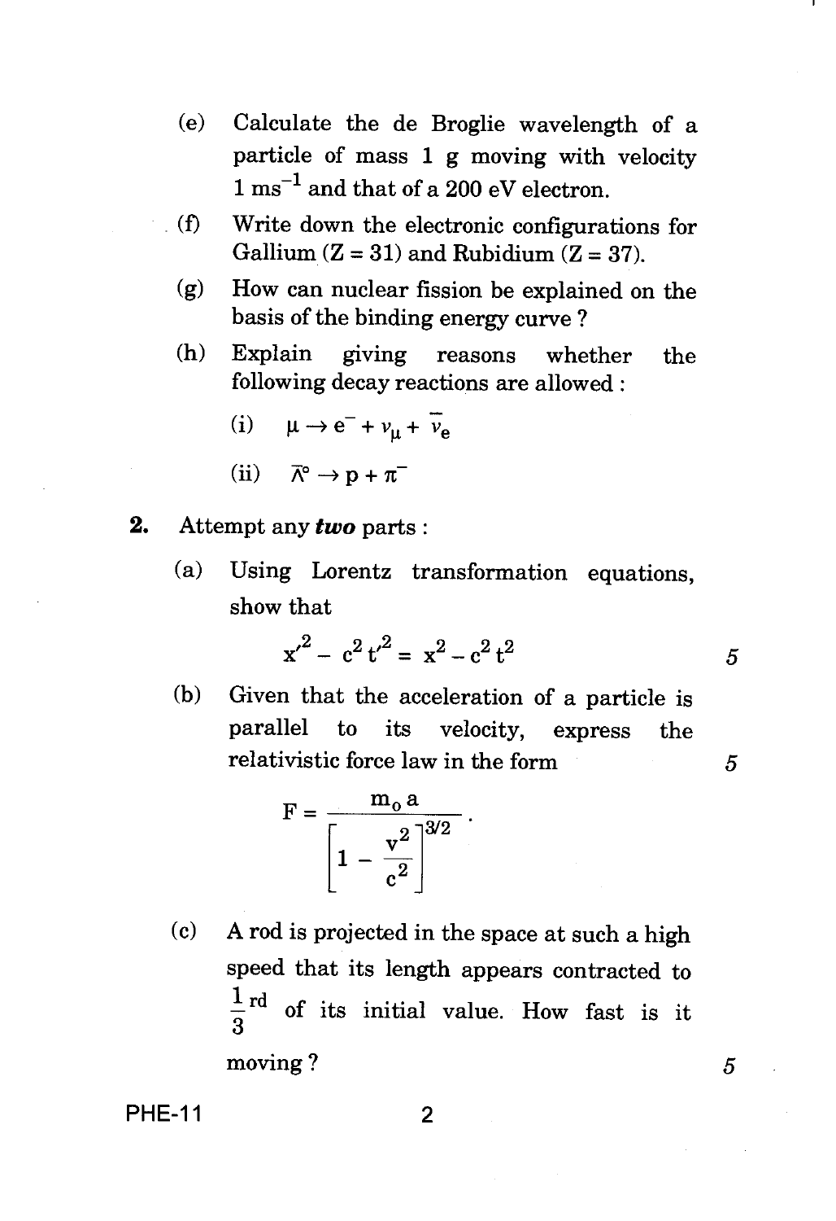(e) Calculate the de Broglie wavelength of a particle of mass 1 g moving with velocity 1 $ms^{-1}$ and that of a 200 eV electron.

(f) Write down the electronic configurations for Gallium (Z = 31) and Rubidium (Z = 37).

(g) How can nuclear fission be explained on the basis of the binding energy curve ?

(h) Explain giving reasons whether the following decay reactions are allowed :

(i) $\mu \rightarrow e^- + \nu_\mu + \bar{\nu}_e$

(ii) $\bar{\Lambda}^\circ \rightarrow p + \pi^-$

**2.** Attempt any ***two*** parts :

(a) Using Lorentz transformation equations, show that 5

$$x'^2 - c^2 t'^2 = x^2 - c^2 t^2$$

(b) Given that the acceleration of a particle is parallel to its velocity, express the relativistic force law in the form 5

$$F = \frac{m_0 a}{\left[1 - \frac{v^2}{c^2}\right]^{3/2}} .$$

(c) A rod is projected in the space at such a high speed that its length appears contracted to $\frac{1}{3}^{rd}$ of its initial value. How fast is it moving ? 5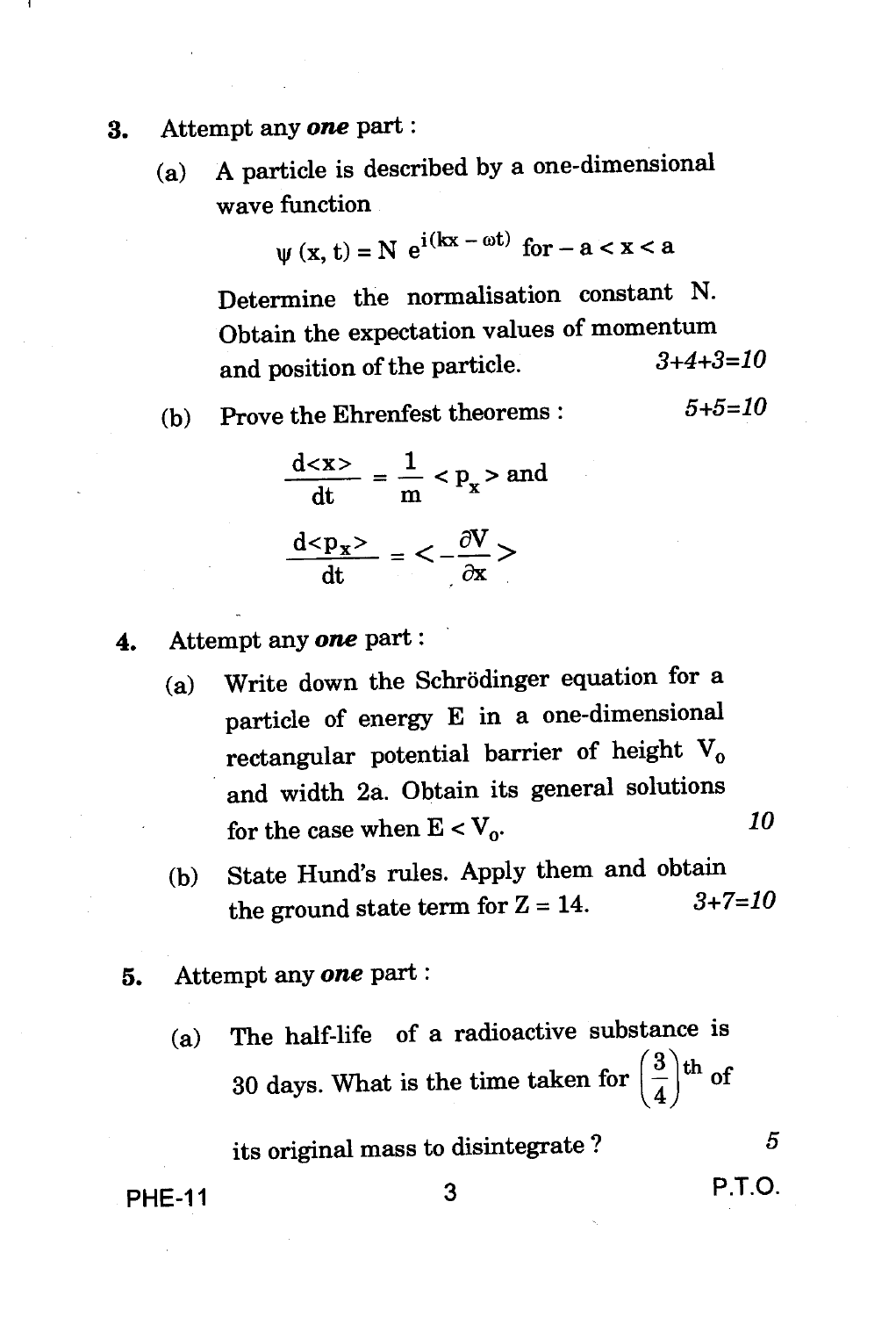3. Attempt any ***one*** part :

   (a) A particle is described by a one-dimensional wave function

   $$\psi(x, t) = N \, e^{i(kx - \omega t)} \text{ for } -a < x < a$$

   Determine the normalisation constant N. Obtain the expectation values of momentum and position of the particle. *3+4+3=10*

   (b) Prove the Ehrenfest theorems : *5+5=10*

   $$\frac{d\langle x \rangle}{dt} = \frac{1}{m} \langle p_x \rangle \text{ and}$$

   $$\frac{d\langle p_x \rangle}{dt} = \left\langle -\frac{\partial V}{\partial x} \right\rangle$$

4. Attempt any ***one*** part :

   (a) Write down the Schrödinger equation for a particle of energy E in a one-dimensional rectangular potential barrier of height $V_0$ and width 2a. Obtain its general solutions for the case when $E < V_0$. *10*

   (b) State Hund's rules. Apply them and obtain the ground state term for Z = 14. *3+7=10*

5. Attempt any ***one*** part :

   (a) The half-life of a radioactive substance is 30 days. What is the time taken for $\left(\frac{3}{4}\right)^{th}$ of its original mass to disintegrate ? *5*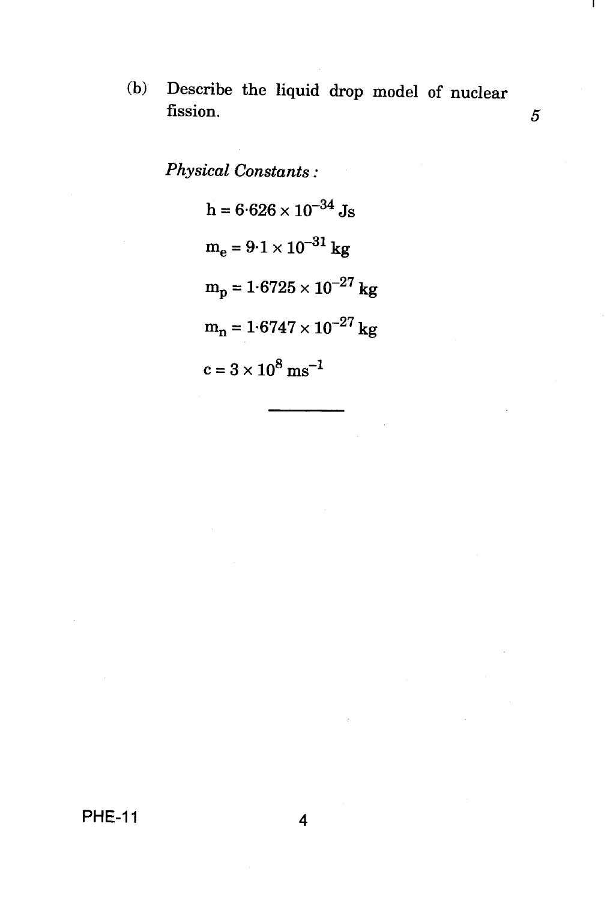(b) Describe the liquid drop model of nuclear fission. 5

*Physical Constants :*

$h = 6{\cdot}626 \times 10^{-34}$ Js

$m_e = 9{\cdot}1 \times 10^{-31}$ kg

$m_p = 1{\cdot}6725 \times 10^{-27}$ kg

$m_n = 1{\cdot}6747 \times 10^{-27}$ kg

$c = 3 \times 10^{8}$ ms$^{-1}$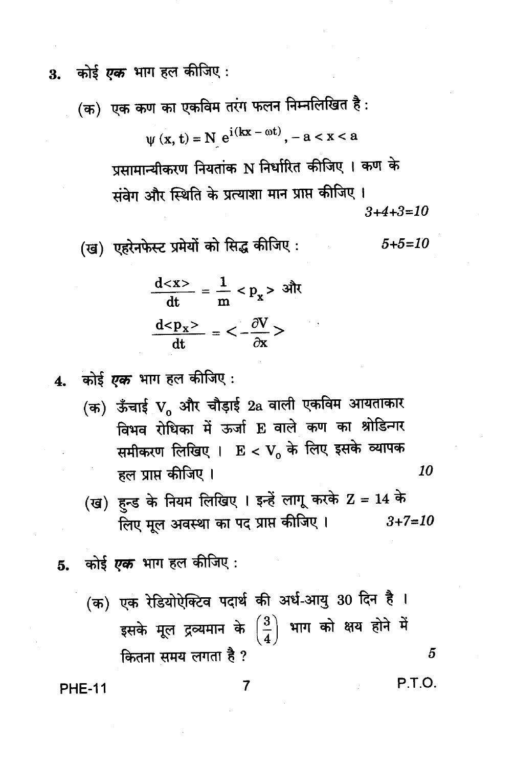3. कोई *एक* भाग हल कीजिए :

   (क) एक कण का एकविम तरंग फलन निम्नलिखित है :

   $$\psi(x, t) = N\, e^{i(kx - \omega t)}, \; -a < x < a$$

   प्रसामान्यीकरण नियतांक N निर्धारित कीजिए । कण के संवेग और स्थिति के प्रत्याशा मान प्राप्त कीजिए । *3+4+3=10*

   (ख) एहरेनफेस्ट प्रमेयों को सिद्ध कीजिए : *5+5=10*

   $$\frac{d<x>}{dt} = \frac{1}{m} < p_x > \text{ और}$$

   $$\frac{d<p_x>}{dt} = < -\frac{\partial V}{\partial x} >$$

4. कोई *एक* भाग हल कीजिए :

   (क) ऊँचाई $V_0$ और चौड़ाई 2a वाली एकविम आयताकार विभव रोधिका में ऊर्जा E वाले कण का श्रोडिन्गर समीकरण लिखिए । $E < V_0$ के लिए इसके व्यापक हल प्राप्त कीजिए । *10*

   (ख) हुन्ड के नियम लिखिए । इन्हें लागू करके Z = 14 के लिए मूल अवस्था का पद प्राप्त कीजिए । *3+7=10*

5. कोई *एक* भाग हल कीजिए :

   (क) एक रेडियोऐक्टिव पदार्थ की अर्ध-आयु 30 दिन है । इसके मूल द्रव्यमान के $\left(\frac{3}{4}\right)$ भाग को क्षय होने में कितना समय लगता है ? *5*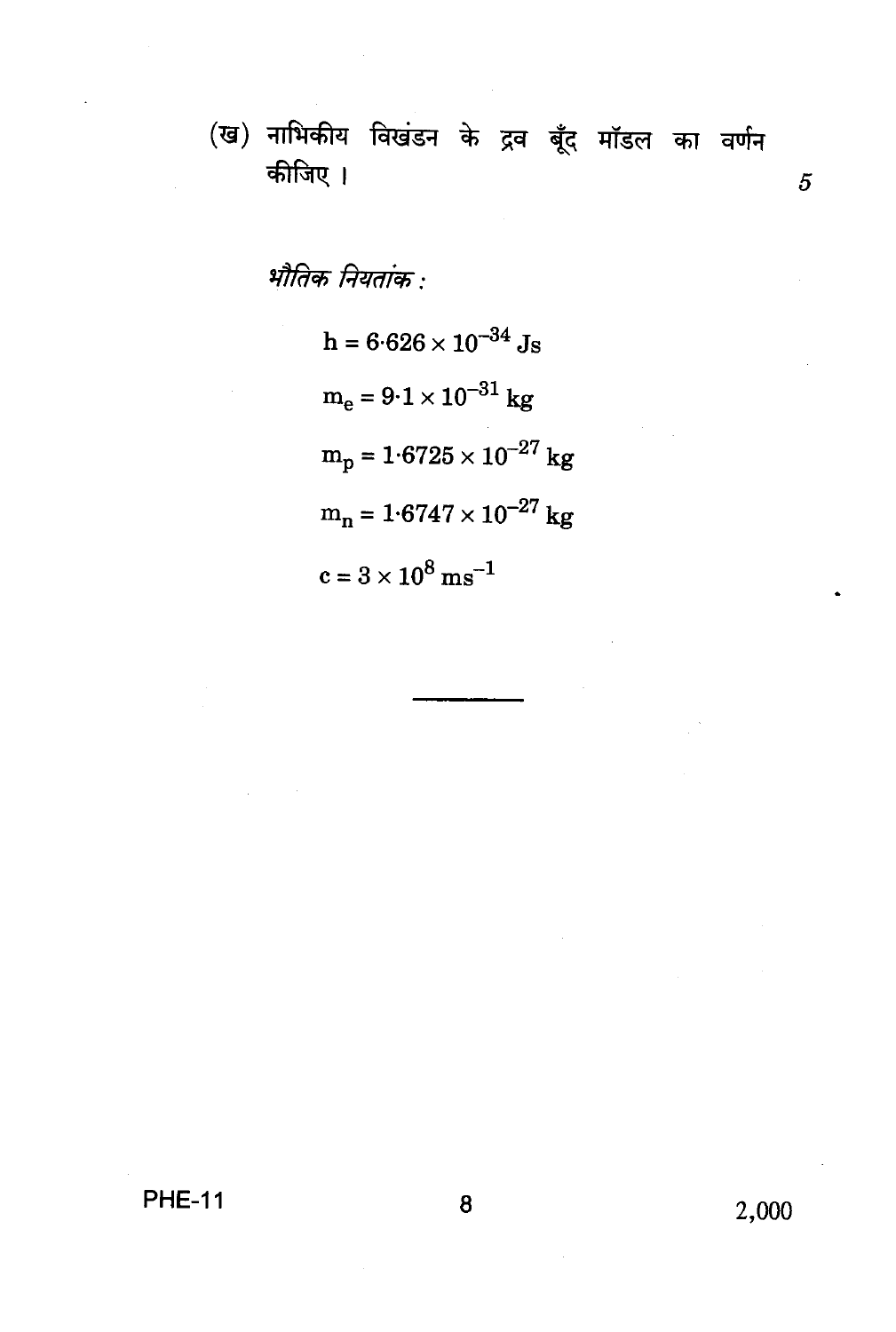(ख) नाभिकीय विखंडन के द्रव बूँद मॉडल का वर्णन कीजिए । 5

*भौतिक नियतांक :*

$$h = 6{\cdot}626 \times 10^{-34}\ \text{Js}$$

$$m_e = 9{\cdot}1 \times 10^{-31}\ \text{kg}$$

$$m_p = 1{\cdot}6725 \times 10^{-27}\ \text{kg}$$

$$m_n = 1{\cdot}6747 \times 10^{-27}\ \text{kg}$$

$$c = 3 \times 10^{8}\ \text{ms}^{-1}$$